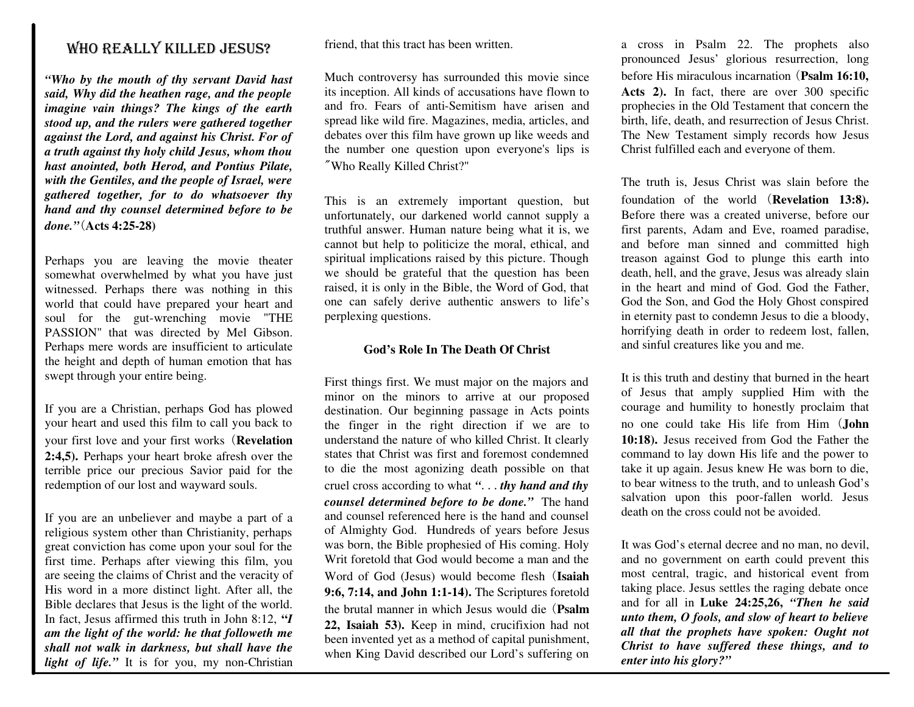# WHO REALLY KILLED JESUS?

***"Who by the mouth of thy servant David hast said, Why did the heathen rage, and the people imagine vain things? The kings of the earth stood up, and the rulers were gathered together against the Lord, and against his Christ. For of a truth against thy holy child Jesus, whom thou hast anointed, both Herod, and Pontius Pilate, with the Gentiles, and the people of Israel, were gathered together, for to do whatsoever thy hand and thy counsel determined before to be done."*** **(Acts 4:25-28)**

Perhaps you are leaving the movie theater somewhat overwhelmed by what you have just witnessed. Perhaps there was nothing in this world that could have prepared your heart and soul for the gut-wrenching movie "THE PASSION" that was directed by Mel Gibson. Perhaps mere words are insufficient to articulate the height and depth of human emotion that has swept through your entire being.

If you are a Christian, perhaps God has plowed your heart and used this film to call you back to your first love and your first works (**Revelation 2:4,5).** Perhaps your heart broke afresh over the terrible price our precious Savior paid for the redemption of our lost and wayward souls.

If you are an unbeliever and maybe a part of a religious system other than Christianity, perhaps great conviction has come upon your soul for the first time. Perhaps after viewing this film, you are seeing the claims of Christ and the veracity of His word in a more distinct light. After all, the Bible declares that Jesus is the light of the world. In fact, Jesus affirmed this truth in John 8:12, ***"I am the light of the world: he that followeth me shall not walk in darkness, but shall have the light of life."*** It is for you, my non-Christian friend, that this tract has been written.

Much controversy has surrounded this movie since its inception. All kinds of accusations have flown to and fro. Fears of anti-Semitism have arisen and spread like wild fire. Magazines, media, articles, and debates over this film have grown up like weeds and the number one question upon everyone's lips is ″Who Really Killed Christ?"

This is an extremely important question, but unfortunately, our darkened world cannot supply a truthful answer. Human nature being what it is, we cannot but help to politicize the moral, ethical, and spiritual implications raised by this picture. Though we should be grateful that the question has been raised, it is only in the Bible, the Word of God, that one can safely derive authentic answers to life's perplexing questions.

### God's Role In The Death Of Christ

First things first. We must major on the majors and minor on the minors to arrive at our proposed destination. Our beginning passage in Acts points the finger in the right direction if we are to understand the nature of who killed Christ. It clearly states that Christ was first and foremost condemned to die the most agonizing death possible on that cruel cross according to what ***". . . thy hand and thy counsel determined before to be done."*** The hand and counsel referenced here is the hand and counsel of Almighty God. Hundreds of years before Jesus was born, the Bible prophesied of His coming. Holy Writ foretold that God would become a man and the Word of God (Jesus) would become flesh (**Isaiah 9:6, 7:14, and John 1:1-14).** The Scriptures foretold the brutal manner in which Jesus would die (**Psalm 22, Isaiah 53).** Keep in mind, crucifixion had not been invented yet as a method of capital punishment, when King David described our Lord's suffering on a cross in Psalm 22. The prophets also pronounced Jesus' glorious resurrection, long before His miraculous incarnation (**Psalm 16:10, Acts 2).** In fact, there are over 300 specific prophecies in the Old Testament that concern the birth, life, death, and resurrection of Jesus Christ. The New Testament simply records how Jesus Christ fulfilled each and everyone of them.

The truth is, Jesus Christ was slain before the foundation of the world (**Revelation 13:8).** Before there was a created universe, before our first parents, Adam and Eve, roamed paradise, and before man sinned and committed high treason against God to plunge this earth into death, hell, and the grave, Jesus was already slain in the heart and mind of God. God the Father, God the Son, and God the Holy Ghost conspired in eternity past to condemn Jesus to die a bloody, horrifying death in order to redeem lost, fallen, and sinful creatures like you and me.

It is this truth and destiny that burned in the heart of Jesus that amply supplied Him with the courage and humility to honestly proclaim that no one could take His life from Him (**John 10:18).** Jesus received from God the Father the command to lay down His life and the power to take it up again. Jesus knew He was born to die, to bear witness to the truth, and to unleash God's salvation upon this poor-fallen world. Jesus death on the cross could not be avoided.

It was God's eternal decree and no man, no devil, and no government on earth could prevent this most central, tragic, and historical event from taking place. Jesus settles the raging debate once and for all in **Luke 24:25,26,** ***"Then he said unto them, O fools, and slow of heart to believe all that the prophets have spoken: Ought not Christ to have suffered these things, and to enter into his glory?"***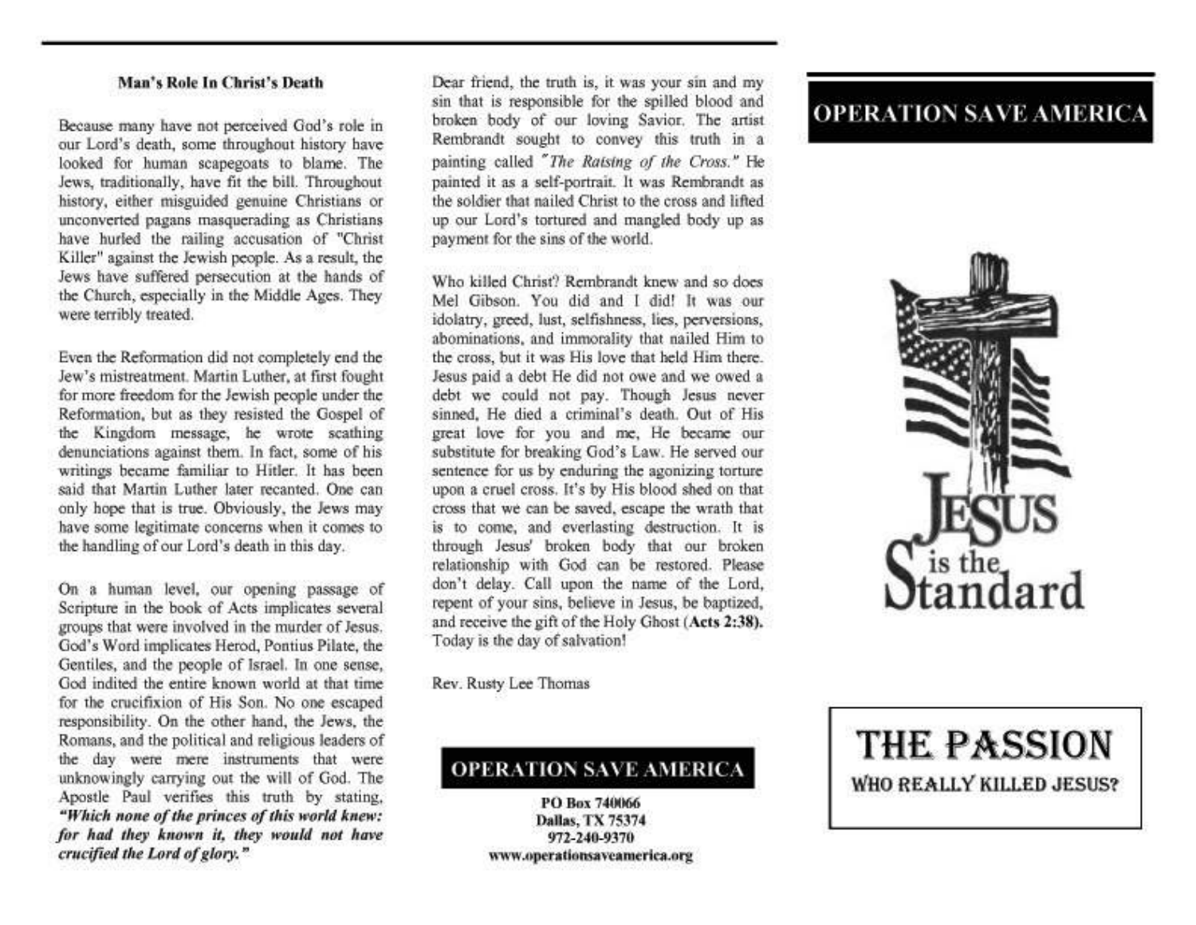## Man's Role In Christ's Death

Because many have not perceived God's role in our Lord's death, some throughout history have looked for human scapegoats to blame. The Jews, traditionally, have fit the bill. Throughout history, either misguided genuine Christians or unconverted pagans masquerading as Christians have hurled the railing accusation of "Christ Killer" against the Jewish people. As a result, the Jews have suffered persecution at the hands of the Church, especially in the Middle Ages. They were terribly treated.

Even the Reformation did not completely end the Jew's mistreatment. Martin Luther, at first fought for more freedom for the Jewish people under the Reformation, but as they resisted the Gospel of the Kingdom message, he wrote scathing denunciations against them. In fact, some of his writings became familiar to Hitler. It has been said that Martin Luther later recanted. One can only hope that is true. Obviously, the Jews may have some legitimate concerns when it comes to the handling of our Lord's death in this day.

On a human level, our opening passage of Scripture in the book of Acts implicates several groups that were involved in the murder of Jesus. God's Word implicates Herod, Pontius Pilate, the Gentiles, and the people of Israel. In one sense, God indited the entire known world at that time for the crucifixion of His Son. No one escaped responsibility. On the other hand, the Jews, the Romans, and the political and religious leaders of the day were mere instruments that were unknowingly carrying out the will of God. The Apostle Paul verifies this truth by stating, ***"Which none of the princes of this world knew: for had they known it, they would not have crucified the Lord of glory."***

Dear friend, the truth is, it was your sin and my sin that is responsible for the spilled blood and broken body of our loving Savior. The artist Rembrandt sought to convey this truth in a painting called "*The Raising of the Cross.*" He painted it as a self-portrait. It was Rembrandt as the soldier that nailed Christ to the cross and lifted up our Lord's tortured and mangled body up as payment for the sins of the world.

Who killed Christ? Rembrandt knew and so does Mel Gibson. You did and I did! It was our idolatry, greed, lust, selfishness, lies, perversions, abominations, and immorality that nailed Him to the cross, but it was His love that held Him there. Jesus paid a debt He did not owe and we owed a debt we could not pay. Though Jesus never sinned, He died a criminal's death. Out of His great love for you and me, He became our substitute for breaking God's Law. He served our sentence for us by enduring the agonizing torture upon a cruel cross. It's by His blood shed on that cross that we can be saved, escape the wrath that is to come, and everlasting destruction. It is through Jesus' broken body that our broken relationship with God can be restored. Please don't delay. Call upon the name of the Lord, repent of your sins, believe in Jesus, be baptized, and receive the gift of the Holy Ghost (**Acts 2:38).** Today is the day of salvation!

Rev. Rusty Lee Thomas

**OPERATION SAVE AMERICA**

**PO Box 740066**
**Dallas, TX 75374**
**972-240-9370**
**www.operationsaveamerica.org**

**OPERATION SAVE AMERICA**

JESUS is the Standard

# THE PASSION

**WHO REALLY KILLED JESUS?**